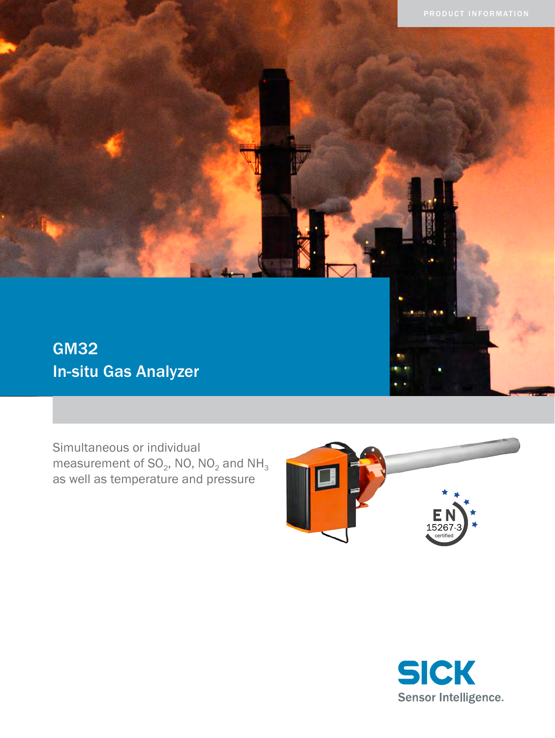PRODUCT INFORMATION

# GM32
## In-situ Gas Analyzer

Simultaneous or individual measurement of $SO_2$, NO, $NO_2$ and $NH_3$ as well as temperature and pressure

EN 15267-3 certified

SICK
Sensor Intelligence.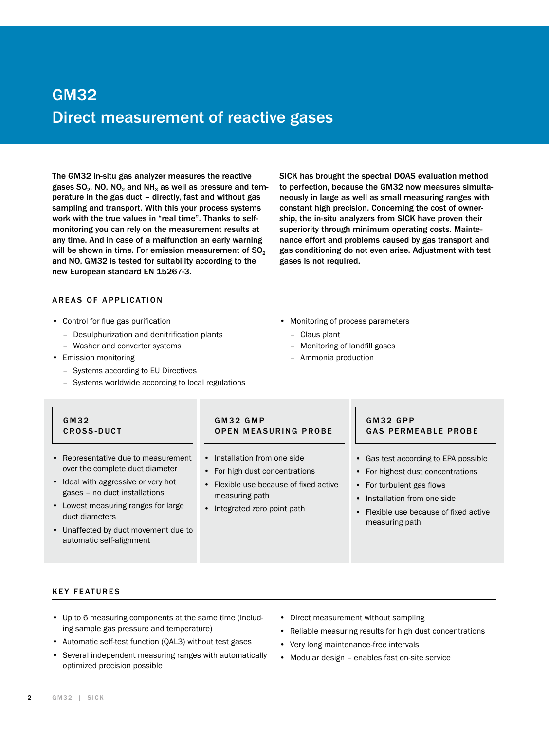# GM32

## Direct measurement of reactive gases

**The GM32 in-situ gas analyzer measures the reactive gases $SO_2$, NO, $NO_2$ and $NH_3$ as well as pressure and temperature in the gas duct – directly, fast and without gas sampling and transport. With this your process systems work with the true values in "real time". Thanks to self-monitoring you can rely on the measurement results at any time. And in case of a malfunction an early warning will be shown in time. For emission measurement of $SO_2$ and NO, GM32 is tested for suitability according to the new European standard EN 15267-3.**

**SICK has brought the spectral DOAS evaluation method to perfection, because the GM32 now measures simultaneously in large as well as small measuring ranges with constant high precision. Concerning the cost of ownership, the in-situ analyzers from SICK have proven their superiority through minimum operating costs. Maintenance effort and problems caused by gas transport and gas conditioning do not even arise. Adjustment with test gases is not required.**

### AREAS OF APPLICATION

- Control for flue gas purification
  - Desulphurization and denitrification plants
  - Washer and converter systems
- Emission monitoring
  - Systems according to EU Directives
  - Systems worldwide according to local regulations
- Monitoring of process parameters
  - Claus plant
  - Monitoring of landfill gases
  - Ammonia production

### GM32 CROSS-DUCT

- Representative due to measurement over the complete duct diameter
- Ideal with aggressive or very hot gases – no duct installations
- Lowest measuring ranges for large duct diameters
- Unaffected by duct movement due to automatic self-alignment

### GM32 GMP OPEN MEASURING PROBE

- Installation from one side
- For high dust concentrations
- Flexible use because of fixed active measuring path
- Integrated zero point path

### GM32 GPP GAS PERMEABLE PROBE

- Gas test according to EPA possible
- For highest dust concentrations
- For turbulent gas flows
- Installation from one side
- Flexible use because of fixed active measuring path

### KEY FEATURES

- Up to 6 measuring components at the same time (including sample gas pressure and temperature)
- Automatic self-test function (QAL3) without test gases
- Several independent measuring ranges with automatically optimized precision possible
- Direct measurement without sampling
- Reliable measuring results for high dust concentrations
- Very long maintenance-free intervals
- Modular design – enables fast on-site service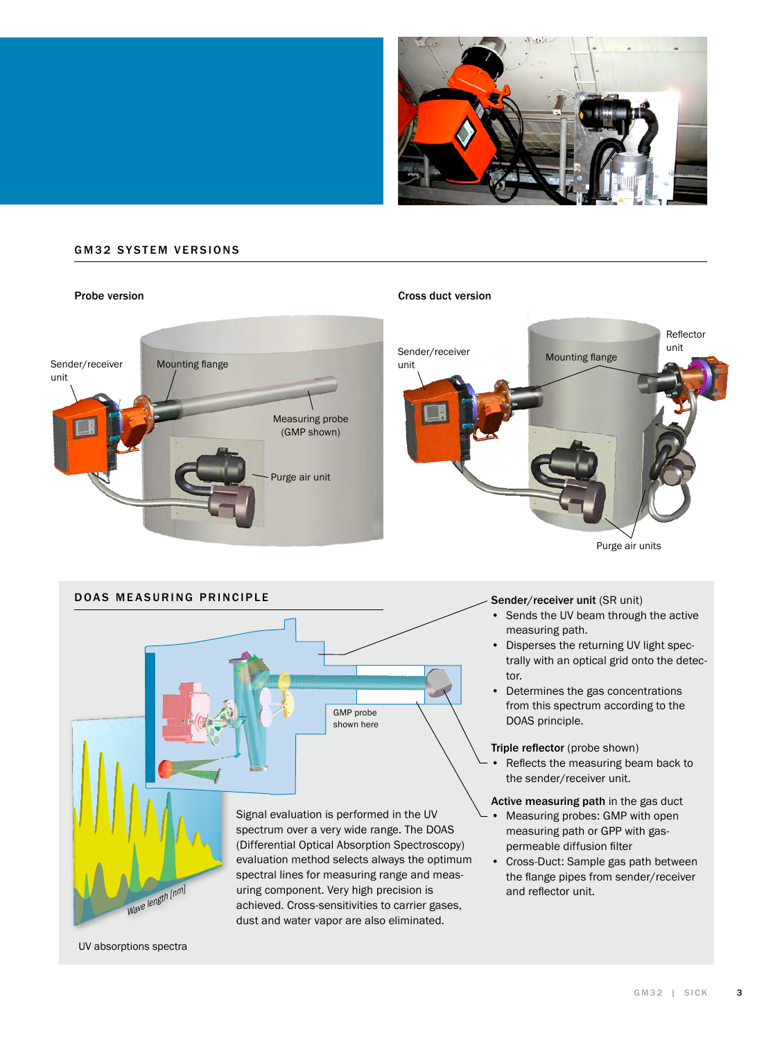## GM32 SYSTEM VERSIONS

**Probe version**

Sender/receiver unit

Mounting flange

Measuring probe (GMP shown)

Purge air unit

**Cross duct version**

Sender/receiver unit

Mounting flange

Reflector unit

Purge air units

## DOAS MEASURING PRINCIPLE

GMP probe shown here

Wave length [nm]

UV absorptions spectra

Signal evaluation is performed in the UV spectrum over a very wide range. The DOAS (Differential Optical Absorption Spectroscopy) evaluation method selects always the optimum spectral lines for measuring range and measuring component. Very high precision is achieved. Cross-sensitivities to carrier gases, dust and water vapor are also eliminated.

**Sender/receiver unit** (SR unit)

- Sends the UV beam through the active measuring path.
- Disperses the returning UV light spectrally with an optical grid onto the detector.
- Determines the gas concentrations from this spectrum according to the DOAS principle.

**Triple reflector** (probe shown)

- Reflects the measuring beam back to the sender/receiver unit.

**Active measuring path** in the gas duct

- Measuring probes: GMP with open measuring path or GPP with gas-permeable diffusion filter
- Cross-Duct: Sample gas path between the flange pipes from sender/receiver and reflector unit.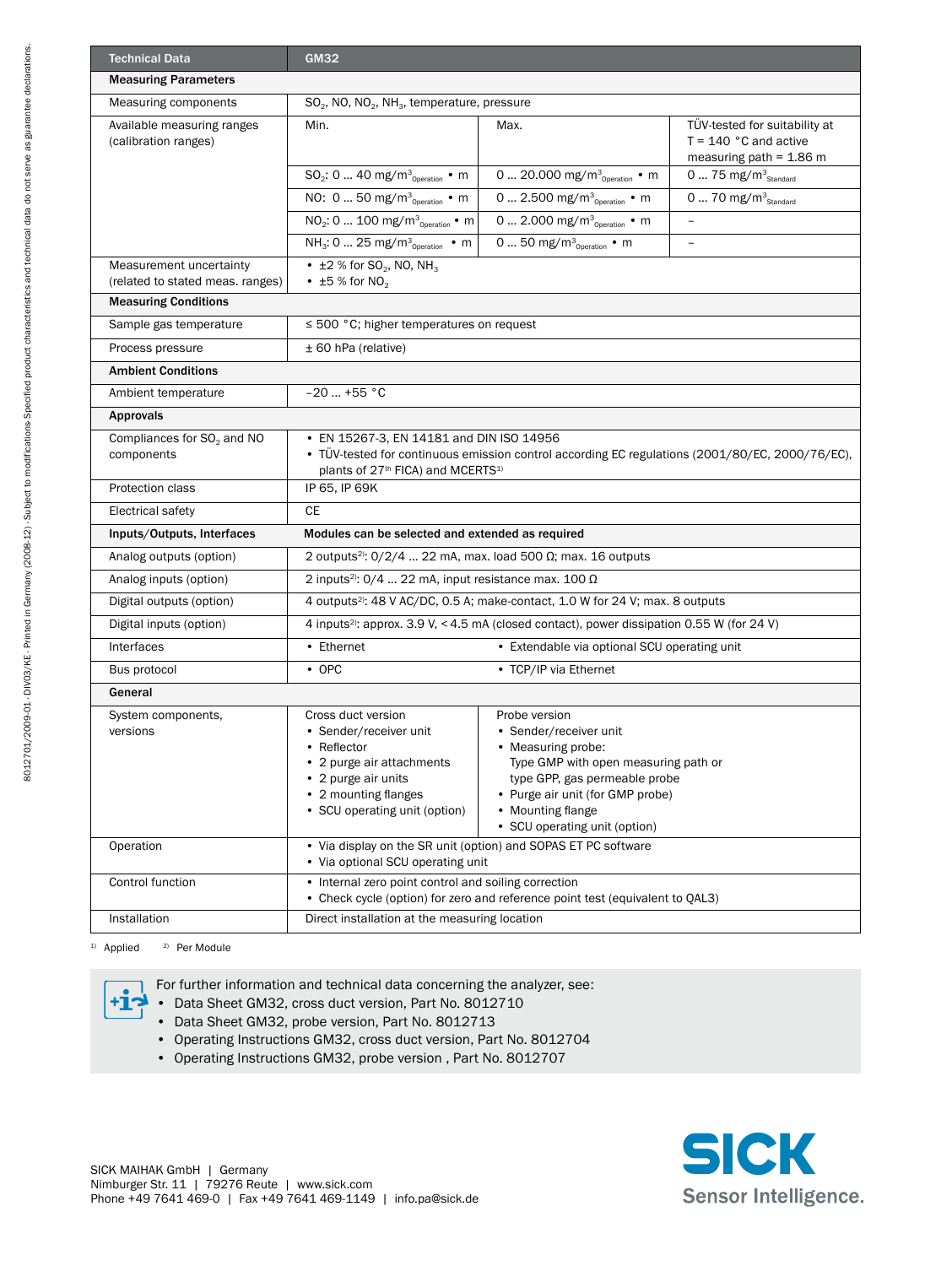| Technical Data | GM32 | | |
|---|---|---|---|
| **Measuring Parameters** | | | |
| Measuring components | $SO_2$, NO, $NO_2$, $NH_3$, temperature, pressure | | |
| Available measuring ranges (calibration ranges) | Min. | Max. | TÜV-tested for suitability at T = 140 °C and active measuring path = 1.86 m |
| | $SO_2$: 0 … 40 $mg/m^3_{Operation}$ • m | 0 … 20.000 $mg/m^3_{Operation}$ • m | 0 … 75 $mg/m^3_{Standard}$ |
| | NO: 0 … 50 $mg/m^3_{Operation}$ • m | 0 … 2.500 $mg/m^3_{Operation}$ • m | 0 … 70 $mg/m^3_{Standard}$ |
| | $NO_2$: 0 … 100 $mg/m^3_{Operation}$ • m | 0 … 2.000 $mg/m^3_{Operation}$ • m | – |
| | $NH_3$: 0 … 25 $mg/m^3_{Operation}$ • m | 0 … 50 $mg/m^3_{Operation}$ • m | – |
| Measurement uncertainty (related to stated meas. ranges) | • ±2 % for $SO_2$, NO, $NH_3$<br>• ±5 % for $NO_2$ | | |
| **Measuring Conditions** | | | |
| Sample gas temperature | ≤ 500 °C; higher temperatures on request | | |
| Process pressure | ± 60 hPa (relative) | | |
| **Ambient Conditions** | | | |
| Ambient temperature | –20 … +55 °C | | |
| **Approvals** | | | |
| Compliances for $SO_2$ and NO components | • EN 15267-3, EN 14181 and DIN ISO 14956<br>• TÜV-tested for continuous emission control according EC regulations (2001/80/EC, 2000/76/EC), plants of 27th FICA) and MCERTS[1] | | |
| Protection class | IP 65, IP 69K | | |
| Electrical safety | CE | | |
| **Inputs/Outputs, Interfaces** | **Modules can be selected and extended as required** | | |
| Analog outputs (option) | 2 outputs[2]: 0/2/4 … 22 mA, max. load 500 Ω; max. 16 outputs | | |
| Analog inputs (option) | 2 inputs[2]: 0/4 … 22 mA, input resistance max. 100 Ω | | |
| Digital outputs (option) | 4 outputs[2]: 48 V AC/DC, 0.5 A; make-contact, 1.0 W for 24 V; max. 8 outputs | | |
| Digital inputs (option) | 4 inputs[2]: approx. 3.9 V, < 4.5 mA (closed contact), power dissipation 0.55 W (for 24 V) | | |
| Interfaces | • Ethernet | • Extendable via optional SCU operating unit | |
| Bus protocol | • OPC | • TCP/IP via Ethernet | |
| **General** | | | |
| System components, versions | Cross duct version<br>• Sender/receiver unit<br>• Reflector<br>• 2 purge air attachments<br>• 2 purge air units<br>• 2 mounting flanges<br>• SCU operating unit (option) | Probe version<br>• Sender/receiver unit<br>• Measuring probe: Type GMP with open measuring path or type GPP, gas permeable probe<br>• Purge air unit (for GMP probe)<br>• Mounting flange<br>• SCU operating unit (option) | |
| Operation | • Via display on the SR unit (option) and SOPAS ET PC software<br>• Via optional SCU operating unit | | |
| Control function | • Internal zero point control and soiling correction<br>• Check cycle (option) for zero and reference point test (equivalent to QAL3) | | |
| Installation | Direct installation at the measuring location | | |

[1] Applied  [2] Per Module

For further information and technical data concerning the analyzer, see:

- Data Sheet GM32, cross duct version, Part No. 8012710
- Data Sheet GM32, probe version, Part No. 8012713
- Operating Instructions GM32, cross duct version, Part No. 8012704
- Operating Instructions GM32, probe version , Part No. 8012707

8012701/2009-01 · DIV03/KE · Printed in Germany (2008-12) · Subject to modifications Specified product characteristics and technical data do not serve as guarantee declarations.

SICK MAIHAK GmbH | Germany
Nimburger Str. 11 | 79276 Reute | www.sick.com
Phone +49 7641 469-0 | Fax +49 7641 469-1149 | info.pa@sick.de

SICK
Sensor Intelligence.